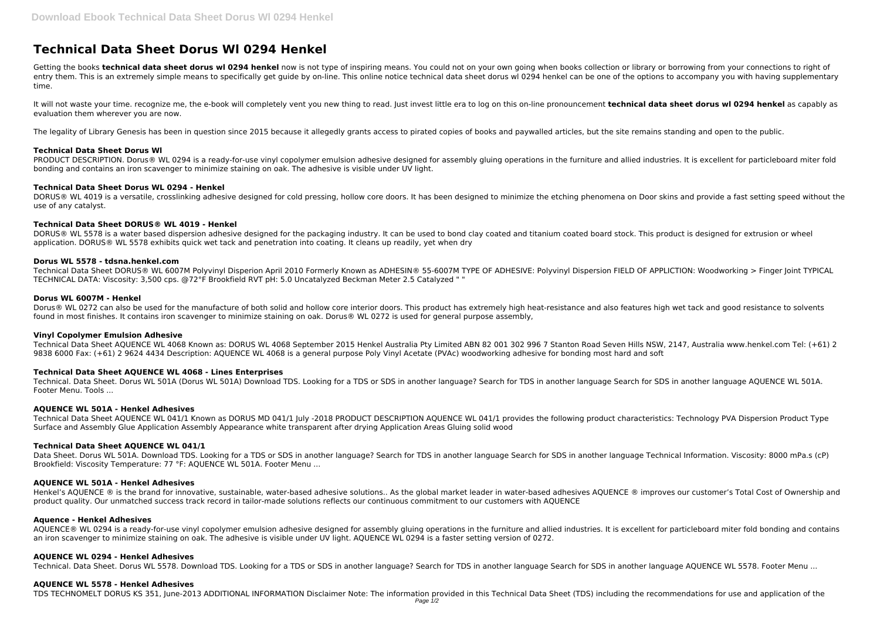# Technical Data Sheet Dorus Wl 0294 Henkel

Getting the books **technical data sheet dorus wl 0294 henkel** now is not type of inspiring means. You could not on your own going when books collection or library or borrowing from your connections to right of entry them. This is an extremely simple means to specifically get guide by on-line. This online notice technical data sheet dorus wl 0294 henkel can be one of the options to accompany you with having supplementary time.

It will not waste your time. recognize me, the e-book will completely vent you new thing to read. Just invest little era to log on this on-line pronouncement **technical data sheet dorus wl 0294 henkel** as capably as evaluation them wherever you are now.

The legality of Library Genesis has been in question since 2015 because it allegedly grants access to pirated copies of books and paywalled articles, but the site remains standing and open to the public.

### Technical Data Sheet Dorus Wl

PRODUCT DESCRIPTION. Dorus® WL 0294 is a ready-for-use vinyl copolymer emulsion adhesive designed for assembly gluing operations in the furniture and allied industries. It is excellent for particleboard miter fold bonding and contains an iron scavenger to minimize staining on oak. The adhesive is visible under UV light.

### Technical Data Sheet Dorus WL 0294 - Henkel

DORUS® WL 4019 is a versatile, crosslinking adhesive designed for cold pressing, hollow core doors. It has been designed to minimize the etching phenomena on Door skins and provide a fast setting speed without the use of any catalyst.

### Technical Data Sheet DORUS® WL 4019 - Henkel

DORUS® WL 5578 is a water based dispersion adhesive designed for the packaging industry. It can be used to bond clay coated and titanium coated board stock. This product is designed for extrusion or wheel application. DORUS® WL 5578 exhibits quick wet tack and penetration into coating. It cleans up readily, yet when dry

### Dorus WL 5578 - tdsna.henkel.com

Technical Data Sheet DORUS® WL 6007M Polyvinyl Disperion April 2010 Formerly Known as ADHESIN® 55-6007M TYPE OF ADHESIVE: Polyvinyl Dispersion FIELD OF APPLICTION: Woodworking > Finger Joint TYPICAL TECHNICAL DATA: Viscosity: 3,500 cps. @72°F Brookfield RVT pH: 5.0 Uncatalyzed Beckman Meter 2.5 Catalyzed " "

### Dorus WL 6007M - Henkel

Dorus® WL 0272 can also be used for the manufacture of both solid and hollow core interior doors. This product has extremely high heat-resistance and also features high wet tack and good resistance to solvents found in most finishes. It contains iron scavenger to minimize staining on oak. Dorus® WL 0272 is used for general purpose assembly,

### Vinyl Copolymer Emulsion Adhesive

Technical Data Sheet AQUENCE WL 4068 Known as: DORUS WL 4068 September 2015 Henkel Australia Pty Limited ABN 82 001 302 996 7 Stanton Road Seven Hills NSW, 2147, Australia www.henkel.com Tel: (+61) 2 9838 6000 Fax: (+61) 2 9624 4434 Description: AQUENCE WL 4068 is a general purpose Poly Vinyl Acetate (PVAc) woodworking adhesive for bonding most hard and soft

### Technical Data Sheet AQUENCE WL 4068 - Lines Enterprises

Technical. Data Sheet. Dorus WL 501A (Dorus WL 501A) Download TDS. Looking for a TDS or SDS in another language? Search for TDS in another language Search for SDS in another language AQUENCE WL 501A. Footer Menu. Tools ...

### AQUENCE WL 501A - Henkel Adhesives

Technical Data Sheet AQUENCE WL 041/1 Known as DORUS MD 041/1 July -2018 PRODUCT DESCRIPTION AQUENCE WL 041/1 provides the following product characteristics: Technology PVA Dispersion Product Type Surface and Assembly Glue Application Assembly Appearance white transparent after drying Application Areas Gluing solid wood

### Technical Data Sheet AQUENCE WL 041/1

Data Sheet. Dorus WL 501A. Download TDS. Looking for a TDS or SDS in another language? Search for TDS in another language Search for SDS in another language Technical Information. Viscosity: 8000 mPa.s (cP) Brookfield: Viscosity Temperature: 77 °F: AQUENCE WL 501A. Footer Menu ...

### AQUENCE WL 501A - Henkel Adhesives

Henkel's AQUENCE ® is the brand for innovative, sustainable, water-based adhesive solutions.. As the global market leader in water-based adhesives AQUENCE ® improves our customer's Total Cost of Ownership and product quality. Our unmatched success track record in tailor-made solutions reflects our continuous commitment to our customers with AQUENCE

### Aquence - Henkel Adhesives

AQUENCE® WL 0294 is a ready-for-use vinyl copolymer emulsion adhesive designed for assembly gluing operations in the furniture and allied industries. It is excellent for particleboard miter fold bonding and contains an iron scavenger to minimize staining on oak. The adhesive is visible under UV light. AQUENCE WL 0294 is a faster setting version of 0272.

### AQUENCE WL 0294 - Henkel Adhesives

Technical. Data Sheet. Dorus WL 5578. Download TDS. Looking for a TDS or SDS in another language? Search for TDS in another language Search for SDS in another language AQUENCE WL 5578. Footer Menu ...

### AQUENCE WL 5578 - Henkel Adhesives

TDS TECHNOMELT DORUS KS 351, June-2013 ADDITIONAL INFORMATION Disclaimer Note: The information provided in this Technical Data Sheet (TDS) including the recommendations for use and application of the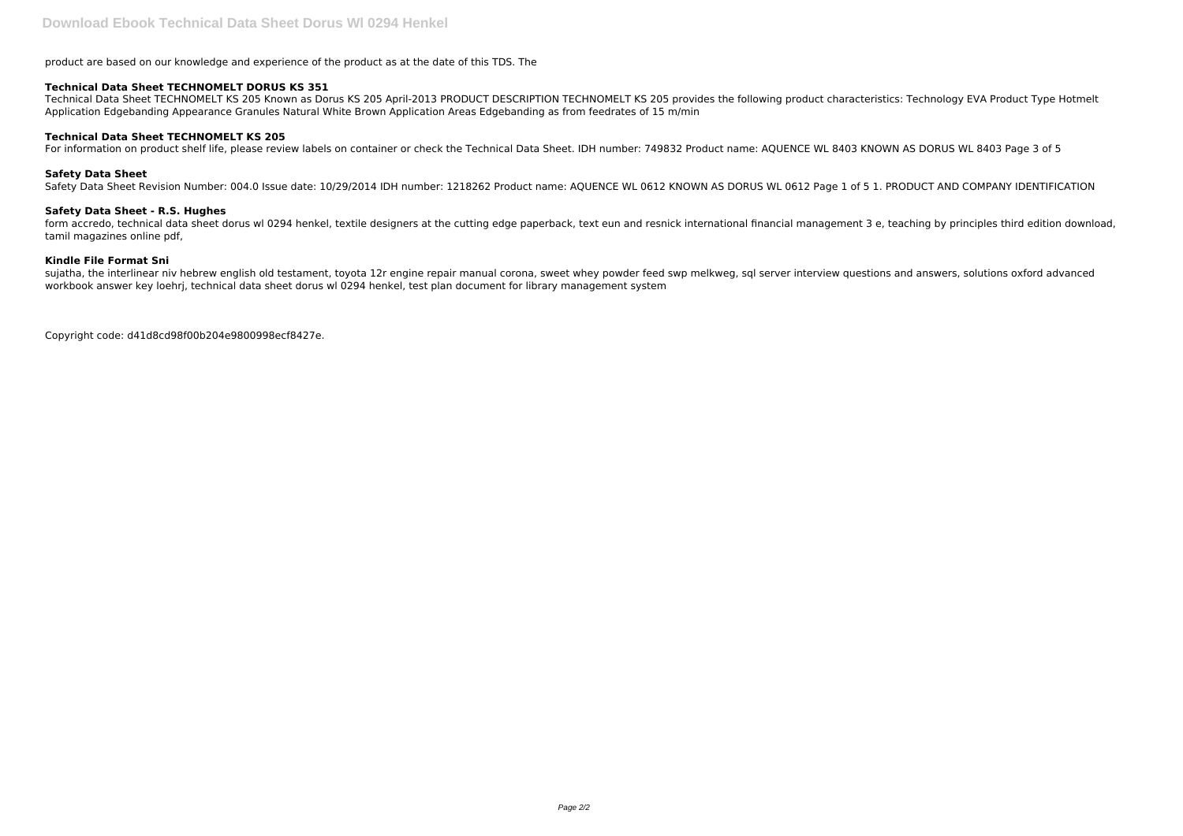product are based on our knowledge and experience of the product as at the date of this TDS. The

### Technical Data Sheet TECHNOMELT DORUS KS 351

Technical Data Sheet TECHNOMELT KS 205 Known as Dorus KS 205 April-2013 PRODUCT DESCRIPTION TECHNOMELT KS 205 provides the following product characteristics: Technology EVA Product Type Hotmelt Application Edgebanding Appearance Granules Natural White Brown Application Areas Edgebanding as from feedrates of 15 m/min

### Technical Data Sheet TECHNOMELT KS 205

For information on product shelf life, please review labels on container or check the Technical Data Sheet. IDH number: 749832 Product name: AQUENCE WL 8403 KNOWN AS DORUS WL 8403 Page 3 of 5

### Safety Data Sheet

Safety Data Sheet Revision Number: 004.0 Issue date: 10/29/2014 IDH number: 1218262 Product name: AQUENCE WL 0612 KNOWN AS DORUS WL 0612 Page 1 of 5 1. PRODUCT AND COMPANY IDENTIFICATION

### Safety Data Sheet - R.S. Hughes

form accredo, technical data sheet dorus wl 0294 henkel, textile designers at the cutting edge paperback, text eun and resnick international financial management 3 e, teaching by principles third edition download, tamil magazines online pdf,

### Kindle File Format Sni

sujatha, the interlinear niv hebrew english old testament, toyota 12r engine repair manual corona, sweet whey powder feed swp melkweg, sql server interview questions and answers, solutions oxford advanced workbook answer key loehrj, technical data sheet dorus wl 0294 henkel, test plan document for library management system

Copyright code: d41d8cd98f00b204e9800998ecf8427e.